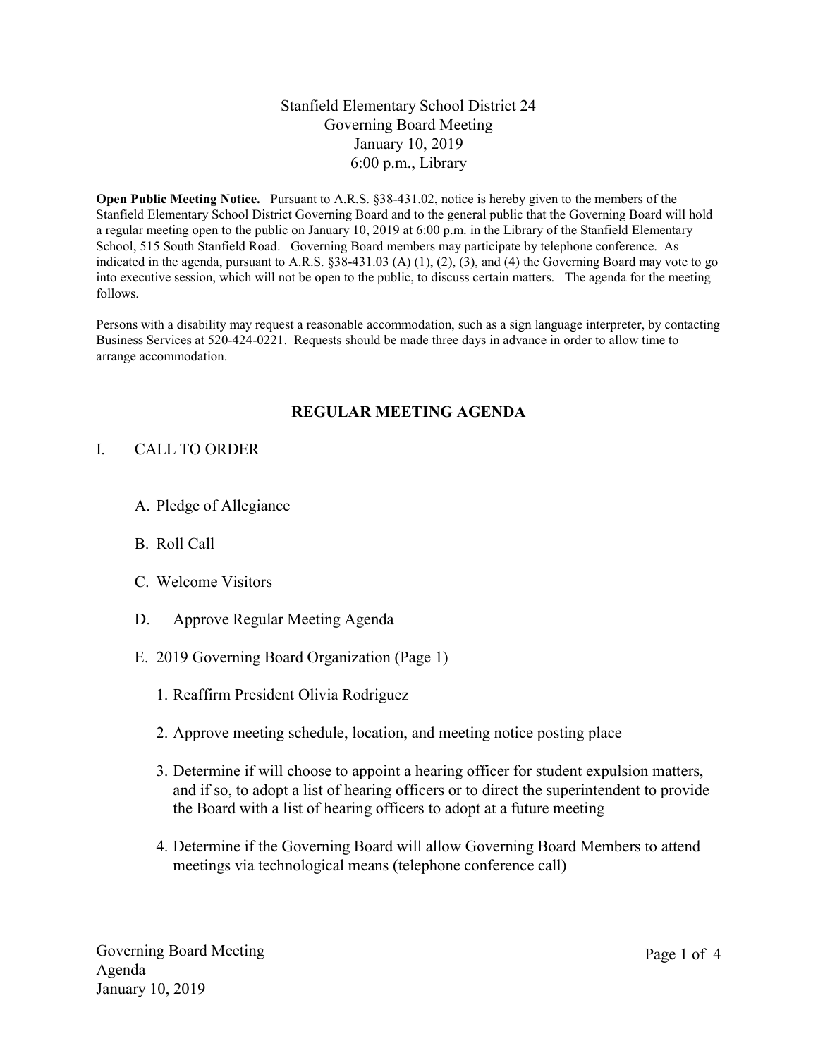# Stanfield Elementary School District 24
## Governing Board Meeting
## January 10, 2019
## 6:00 p.m., Library

**Open Public Meeting Notice.** Pursuant to A.R.S. §38-431.02, notice is hereby given to the members of the Stanfield Elementary School District Governing Board and to the general public that the Governing Board will hold a regular meeting open to the public on January 10, 2019 at 6:00 p.m. in the Library of the Stanfield Elementary School, 515 South Stanfield Road. Governing Board members may participate by telephone conference. As indicated in the agenda, pursuant to A.R.S. §38-431.03 (A) (1), (2), (3), and (4) the Governing Board may vote to go into executive session, which will not be open to the public, to discuss certain matters. The agenda for the meeting follows.

Persons with a disability may request a reasonable accommodation, such as a sign language interpreter, by contacting Business Services at 520-424-0221. Requests should be made three days in advance in order to allow time to arrange accommodation.

## REGULAR MEETING AGENDA

I. CALL TO ORDER

A. Pledge of Allegiance

B. Roll Call

C. Welcome Visitors

D. Approve Regular Meeting Agenda

E. 2019 Governing Board Organization (Page 1)

1. Reaffirm President Olivia Rodriguez
2. Approve meeting schedule, location, and meeting notice posting place
3. Determine if will choose to appoint a hearing officer for student expulsion matters, and if so, to adopt a list of hearing officers or to direct the superintendent to provide the Board with a list of hearing officers to adopt at a future meeting
4. Determine if the Governing Board will allow Governing Board Members to attend meetings via technological means (telephone conference call)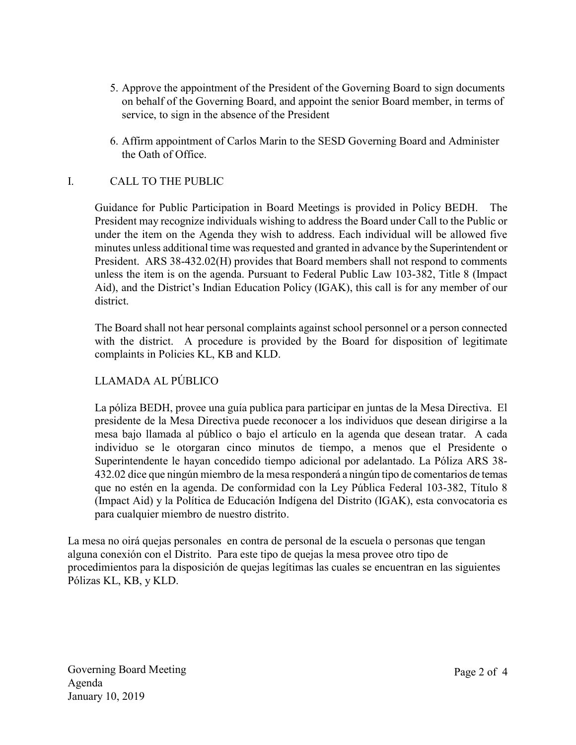5. Approve the appointment of the President of the Governing Board to sign documents on behalf of the Governing Board, and appoint the senior Board member, in terms of service, to sign in the absence of the President

6. Affirm appointment of Carlos Marin to the SESD Governing Board and Administer the Oath of Office.

## I. CALL TO THE PUBLIC

Guidance for Public Participation in Board Meetings is provided in Policy BEDH. The President may recognize individuals wishing to address the Board under Call to the Public or under the item on the Agenda they wish to address. Each individual will be allowed five minutes unless additional time was requested and granted in advance by the Superintendent or President. ARS 38-432.02(H) provides that Board members shall not respond to comments unless the item is on the agenda. Pursuant to Federal Public Law 103-382, Title 8 (Impact Aid), and the District's Indian Education Policy (IGAK), this call is for any member of our district.

The Board shall not hear personal complaints against school personnel or a person connected with the district. A procedure is provided by the Board for disposition of legitimate complaints in Policies KL, KB and KLD.

### LLAMADA AL PÚBLICO

La póliza BEDH, provee una guía publica para participar en juntas de la Mesa Directiva. El presidente de la Mesa Directiva puede reconocer a los individuos que desean dirigirse a la mesa bajo llamada al público o bajo el artículo en la agenda que desean tratar. A cada individuo se le otorgaran cinco minutos de tiempo, a menos que el Presidente o Superintendente le hayan concedido tiempo adicional por adelantado. La Póliza ARS 38-432.02 dice que ningún miembro de la mesa responderá a ningún tipo de comentarios de temas que no estén en la agenda. De conformidad con la Ley Pública Federal 103-382, Título 8 (Impact Aid) y la Política de Educación Indígena del Distrito (IGAK), esta convocatoria es para cualquier miembro de nuestro distrito.

La mesa no oirá quejas personales en contra de personal de la escuela o personas que tengan alguna conexión con el Distrito. Para este tipo de quejas la mesa provee otro tipo de procedimientos para la disposición de quejas legítimas las cuales se encuentran en las siguientes Pólizas KL, KB, y KLD.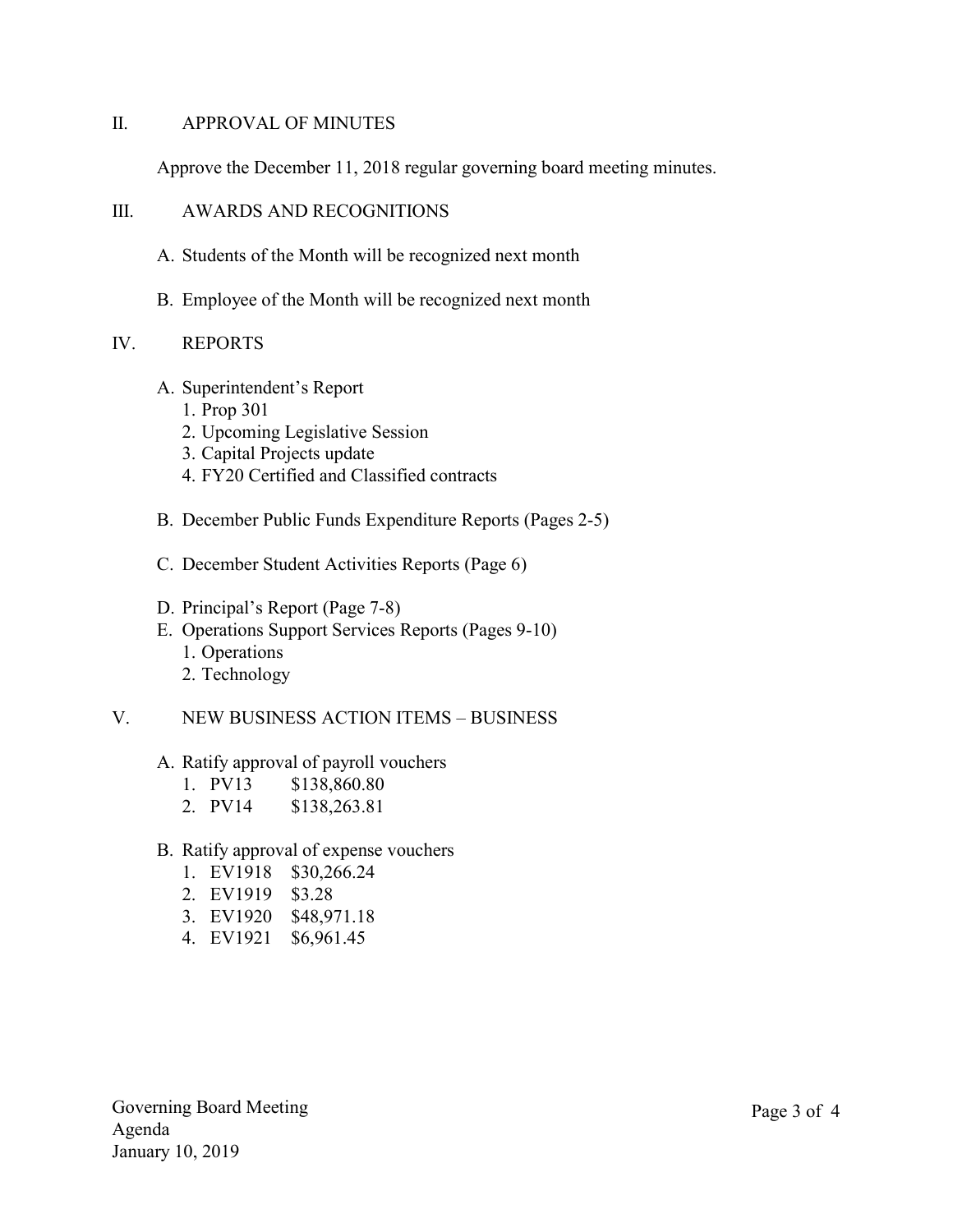## II. APPROVAL OF MINUTES

Approve the December 11, 2018 regular governing board meeting minutes.

## III. AWARDS AND RECOGNITIONS

A. Students of the Month will be recognized next month

B. Employee of the Month will be recognized next month

## IV. REPORTS

A. Superintendent's Report
   1. Prop 301
   2. Upcoming Legislative Session
   3. Capital Projects update
   4. FY20 Certified and Classified contracts

B. December Public Funds Expenditure Reports (Pages 2-5)

C. December Student Activities Reports (Page 6)

D. Principal's Report (Page 7-8)

E. Operations Support Services Reports (Pages 9-10)
   1. Operations
   2. Technology

## V. NEW BUSINESS ACTION ITEMS – BUSINESS

A. Ratify approval of payroll vouchers
   1. PV13 $138,860.80
   2. PV14 $138,263.81

B. Ratify approval of expense vouchers
   1. EV1918 $30,266.24
   2. EV1919 $3.28
   3. EV1920 $48,971.18
   4. EV1921 $6,961.45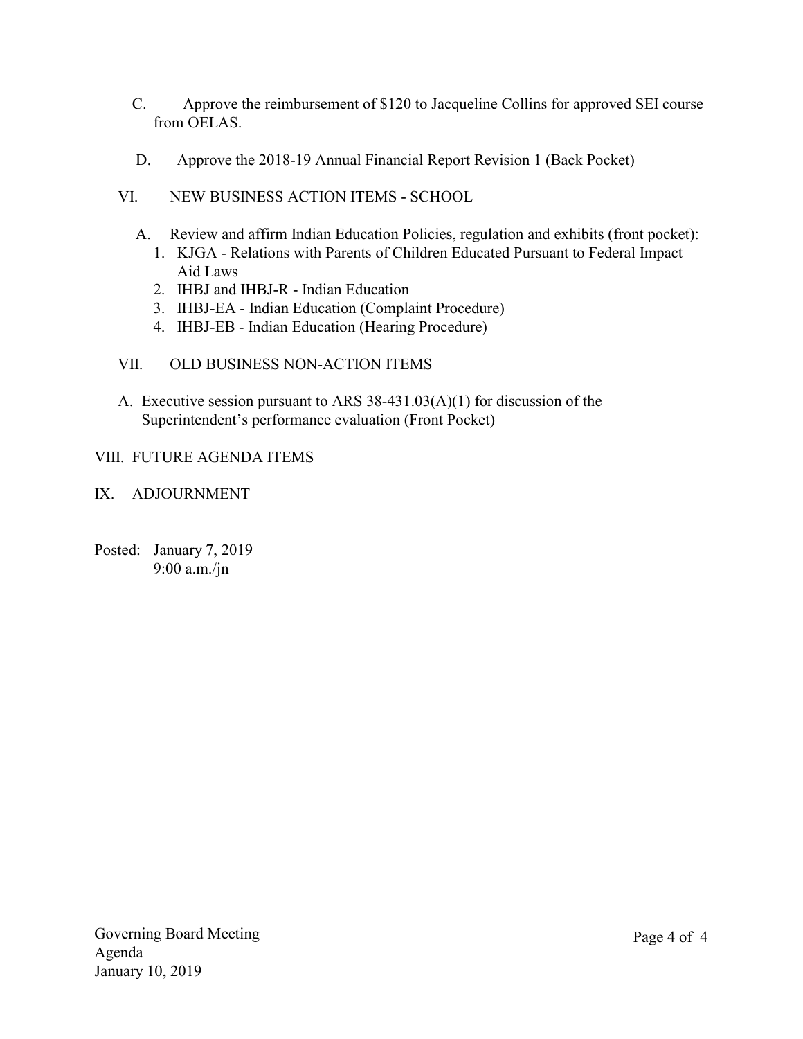C. Approve the reimbursement of $120 to Jacqueline Collins for approved SEI course from OELAS.

D. Approve the 2018-19 Annual Financial Report Revision 1 (Back Pocket)

VI. NEW BUSINESS ACTION ITEMS - SCHOOL

A. Review and affirm Indian Education Policies, regulation and exhibits (front pocket):
   1. KJGA - Relations with Parents of Children Educated Pursuant to Federal Impact Aid Laws
   2. IHBJ and IHBJ-R - Indian Education
   3. IHBJ-EA - Indian Education (Complaint Procedure)
   4. IHBJ-EB - Indian Education (Hearing Procedure)

VII. OLD BUSINESS NON-ACTION ITEMS

A. Executive session pursuant to ARS 38-431.03(A)(1) for discussion of the Superintendent's performance evaluation (Front Pocket)

VIII. FUTURE AGENDA ITEMS

IX. ADJOURNMENT

Posted: January 7, 2019
9:00 a.m./jn